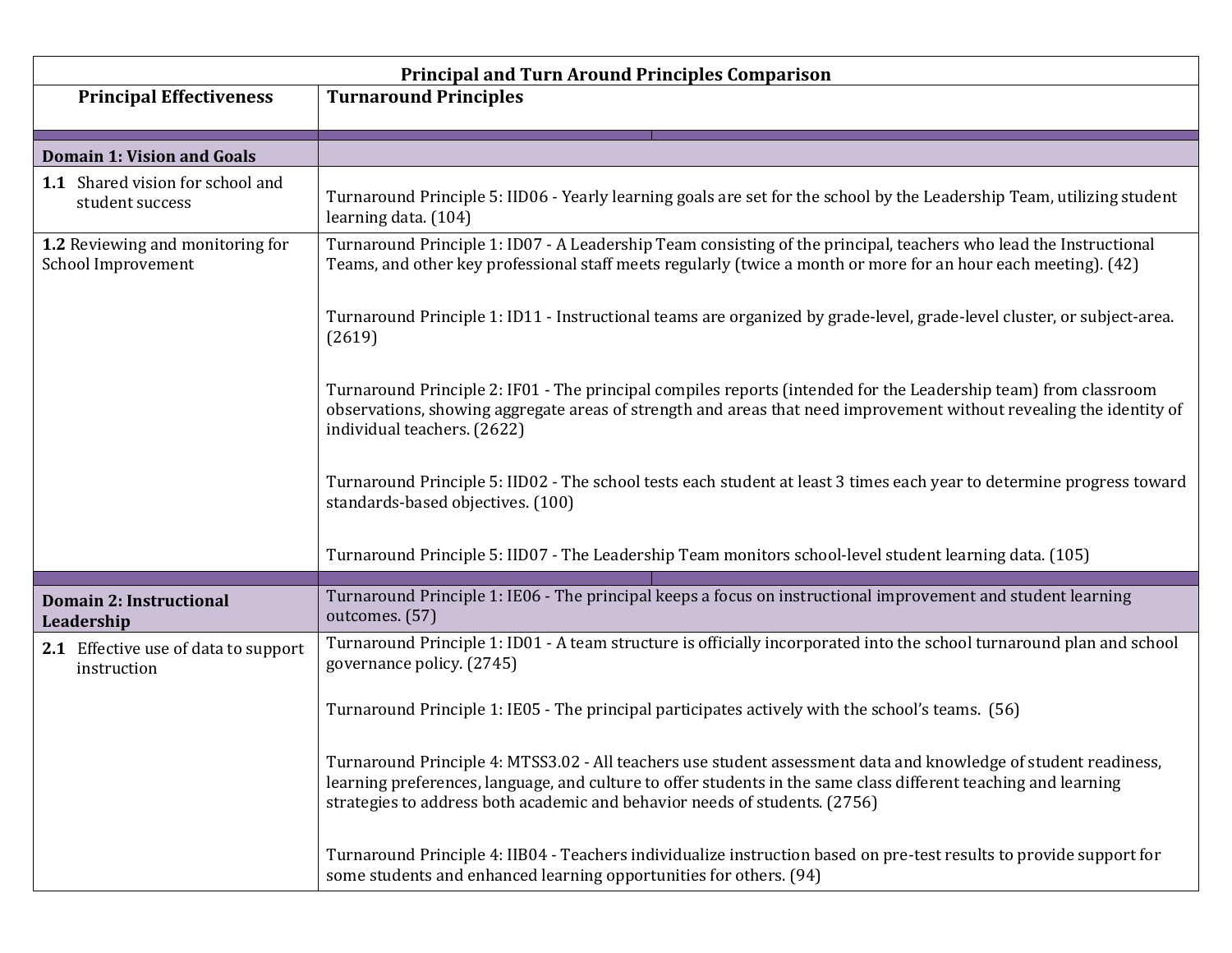| Principal and Turn Around Principles Comparison | |
|---|---|
| **Principal Effectiveness** | **Turnaround Principles** |
| **Domain 1: Vision and Goals** | |
| **1.1** Shared vision for school and student success | Turnaround Principle 5: IID06 - Yearly learning goals are set for the school by the Leadership Team, utilizing student learning data. (104) |
| **1.2** Reviewing and monitoring for School Improvement | Turnaround Principle 1: ID07 - A Leadership Team consisting of the principal, teachers who lead the Instructional Teams, and other key professional staff meets regularly (twice a month or more for an hour each meeting). (42)<br><br>Turnaround Principle 1: ID11 - Instructional teams are organized by grade-level, grade-level cluster, or subject-area. (2619)<br><br>Turnaround Principle 2: IF01 - The principal compiles reports (intended for the Leadership team) from classroom observations, showing aggregate areas of strength and areas that need improvement without revealing the identity of individual teachers. (2622)<br><br>Turnaround Principle 5: IID02 - The school tests each student at least 3 times each year to determine progress toward standards-based objectives. (100)<br><br>Turnaround Principle 5: IID07 - The Leadership Team monitors school-level student learning data. (105) |
| **Domain 2: Instructional Leadership** | Turnaround Principle 1: IE06 - The principal keeps a focus on instructional improvement and student learning outcomes. (57) |
| **2.1** Effective use of data to support instruction | Turnaround Principle 1: ID01 - A team structure is officially incorporated into the school turnaround plan and school governance policy. (2745)<br><br>Turnaround Principle 1: IE05 - The principal participates actively with the school's teams. (56)<br><br>Turnaround Principle 4: MTSS3.02 - All teachers use student assessment data and knowledge of student readiness, learning preferences, language, and culture to offer students in the same class different teaching and learning strategies to address both academic and behavior needs of students. (2756)<br><br>Turnaround Principle 4: IIB04 - Teachers individualize instruction based on pre-test results to provide support for some students and enhanced learning opportunities for others. (94) |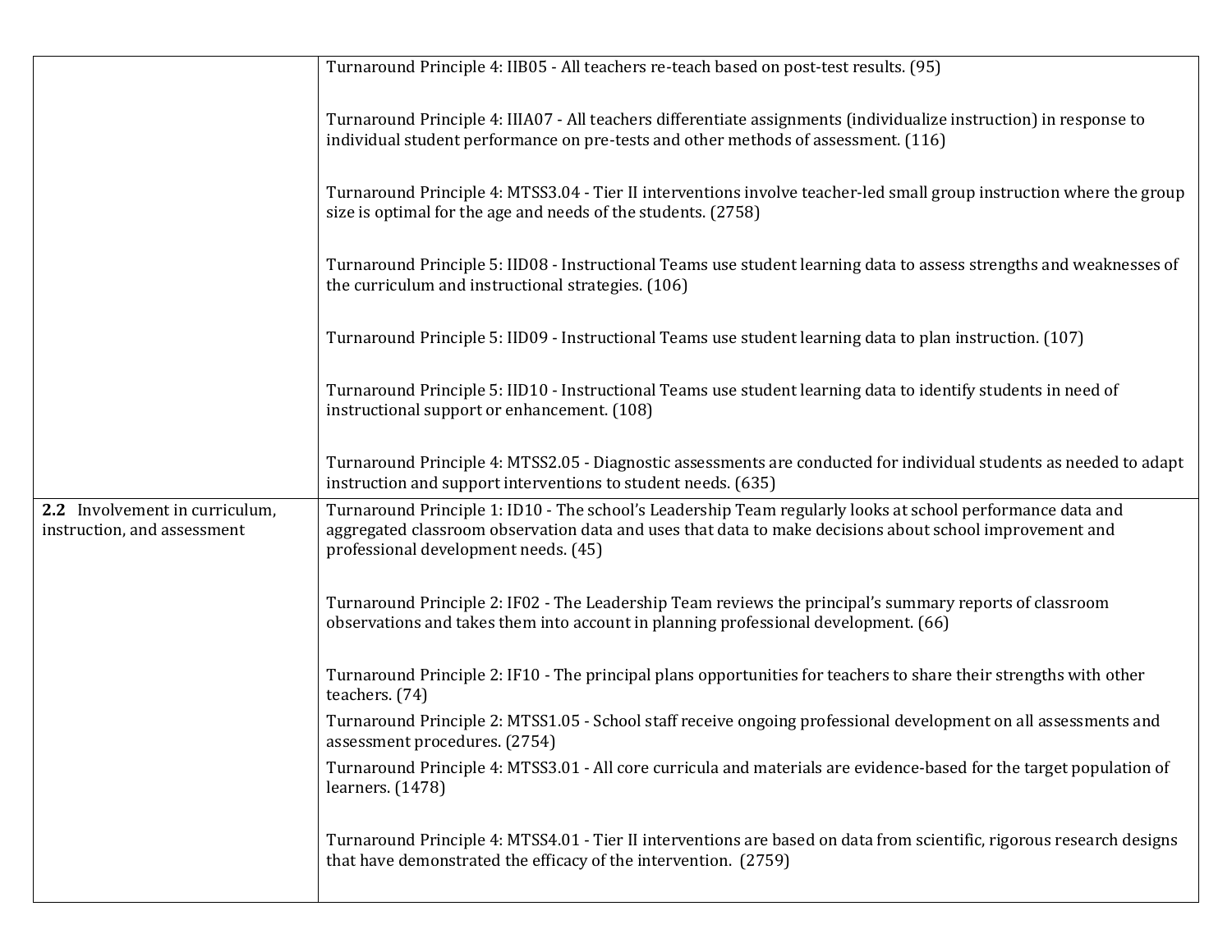| | |
|---|---|
| | Turnaround Principle 4: IIB05 - All teachers re-teach based on post-test results. (95)<br><br>Turnaround Principle 4: IIIA07 - All teachers differentiate assignments (individualize instruction) in response to individual student performance on pre-tests and other methods of assessment. (116)<br><br>Turnaround Principle 4: MTSS3.04 - Tier II interventions involve teacher-led small group instruction where the group size is optimal for the age and needs of the students. (2758)<br><br>Turnaround Principle 5: IID08 - Instructional Teams use student learning data to assess strengths and weaknesses of the curriculum and instructional strategies. (106)<br><br>Turnaround Principle 5: IID09 - Instructional Teams use student learning data to plan instruction. (107)<br><br>Turnaround Principle 5: IID10 - Instructional Teams use student learning data to identify students in need of instructional support or enhancement. (108)<br><br>Turnaround Principle 4: MTSS2.05 - Diagnostic assessments are conducted for individual students as needed to adapt instruction and support interventions to student needs. (635) |
| **2.2** Involvement in curriculum, instruction, and assessment | Turnaround Principle 1: ID10 - The school's Leadership Team regularly looks at school performance data and aggregated classroom observation data and uses that data to make decisions about school improvement and professional development needs. (45)<br><br>Turnaround Principle 2: IF02 - The Leadership Team reviews the principal's summary reports of classroom observations and takes them into account in planning professional development. (66)<br><br>Turnaround Principle 2: IF10 - The principal plans opportunities for teachers to share their strengths with other teachers. (74)<br>Turnaround Principle 2: MTSS1.05 - School staff receive ongoing professional development on all assessments and assessment procedures. (2754)<br>Turnaround Principle 4: MTSS3.01 - All core curricula and materials are evidence-based for the target population of learners. (1478)<br><br>Turnaround Principle 4: MTSS4.01 - Tier II interventions are based on data from scientific, rigorous research designs that have demonstrated the efficacy of the intervention. (2759) |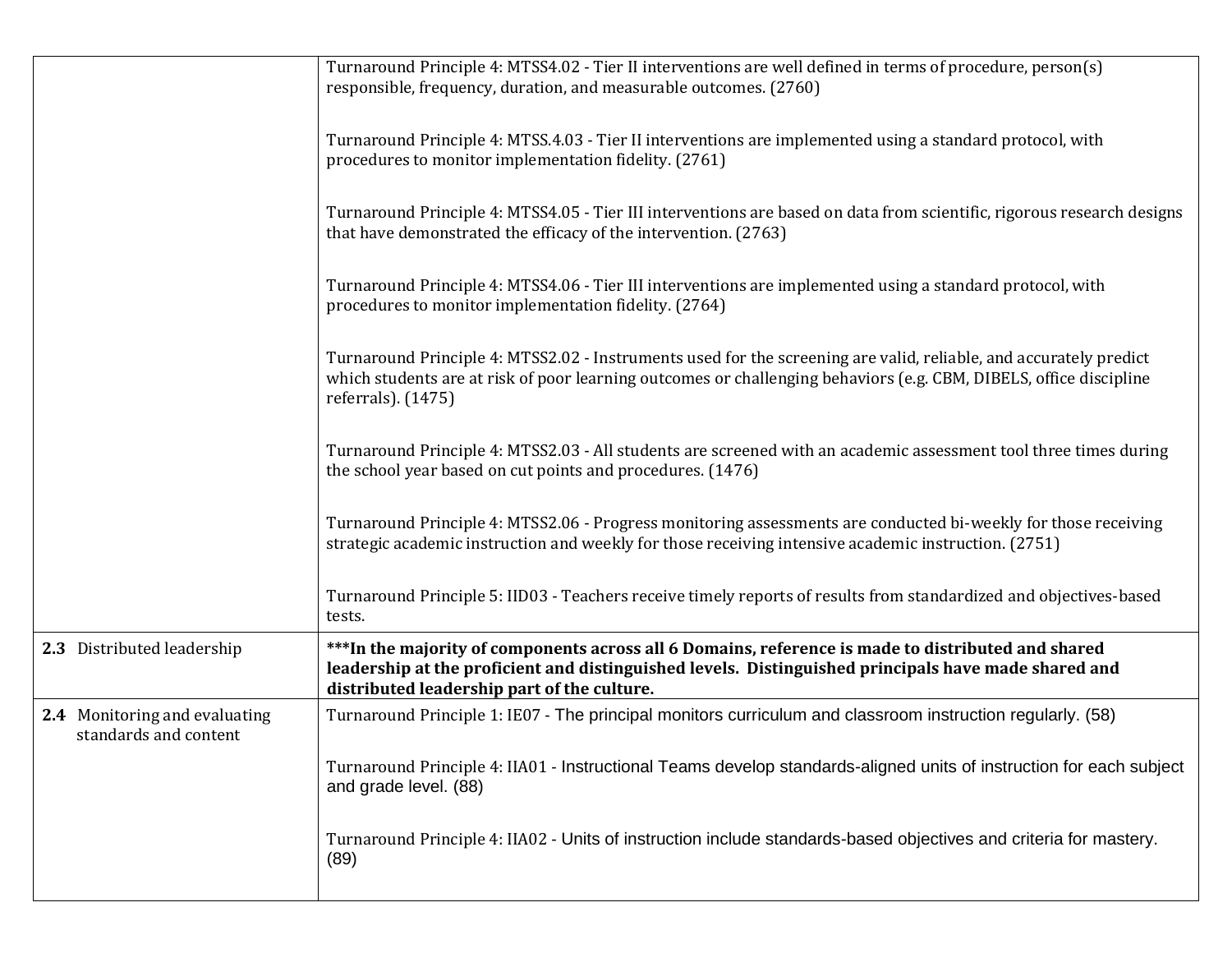| | |
|---|---|
| | Turnaround Principle 4: MTSS4.02 - Tier II interventions are well defined in terms of procedure, person(s) responsible, frequency, duration, and measurable outcomes. (2760)<br><br>Turnaround Principle 4: MTSS.4.03 - Tier II interventions are implemented using a standard protocol, with procedures to monitor implementation fidelity. (2761)<br><br>Turnaround Principle 4: MTSS4.05 - Tier III interventions are based on data from scientific, rigorous research designs that have demonstrated the efficacy of the intervention. (2763)<br><br>Turnaround Principle 4: MTSS4.06 - Tier III interventions are implemented using a standard protocol, with procedures to monitor implementation fidelity. (2764)<br><br>Turnaround Principle 4: MTSS2.02 - Instruments used for the screening are valid, reliable, and accurately predict which students are at risk of poor learning outcomes or challenging behaviors (e.g. CBM, DIBELS, office discipline referrals). (1475)<br><br>Turnaround Principle 4: MTSS2.03 - All students are screened with an academic assessment tool three times during the school year based on cut points and procedures. (1476)<br><br>Turnaround Principle 4: MTSS2.06 - Progress monitoring assessments are conducted bi-weekly for those receiving strategic academic instruction and weekly for those receiving intensive academic instruction. (2751)<br><br>Turnaround Principle 5: IID03 - Teachers receive timely reports of results from standardized and objectives-based tests. |
| **2.3** Distributed leadership | **\*\*\*In the majority of components across all 6 Domains, reference is made to distributed and shared leadership at the proficient and distinguished levels. Distinguished principals have made shared and distributed leadership part of the culture.** |
| **2.4** Monitoring and evaluating standards and content | Turnaround Principle 1: IE07 - The principal monitors curriculum and classroom instruction regularly. (58)<br><br>Turnaround Principle 4: IIA01 - Instructional Teams develop standards-aligned units of instruction for each subject and grade level. (88)<br><br>Turnaround Principle 4: IIA02 - Units of instruction include standards-based objectives and criteria for mastery. (89) |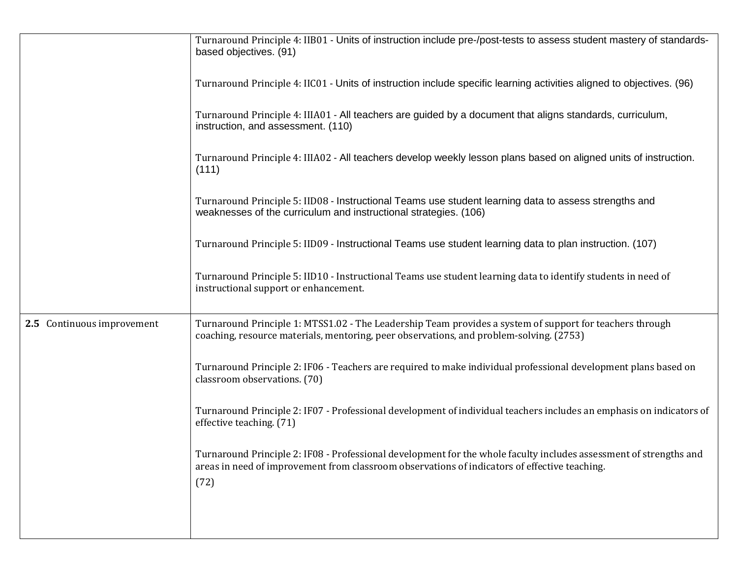| | |
|---|---|
| | Turnaround Principle 4: IIB01 - Units of instruction include pre-/post-tests to assess student mastery of standards-based objectives. (91)<br><br>Turnaround Principle 4: IIC01 - Units of instruction include specific learning activities aligned to objectives. (96)<br><br>Turnaround Principle 4: IIIA01 - All teachers are guided by a document that aligns standards, curriculum, instruction, and assessment. (110)<br><br>Turnaround Principle 4: IIIA02 - All teachers develop weekly lesson plans based on aligned units of instruction. (111)<br><br>Turnaround Principle 5: IID08 - Instructional Teams use student learning data to assess strengths and weaknesses of the curriculum and instructional strategies. (106)<br><br>Turnaround Principle 5: IID09 - Instructional Teams use student learning data to plan instruction. (107)<br><br>Turnaround Principle 5: IID10 - Instructional Teams use student learning data to identify students in need of instructional support or enhancement. |
| **2.5** Continuous improvement | Turnaround Principle 1: MTSS1.02 - The Leadership Team provides a system of support for teachers through coaching, resource materials, mentoring, peer observations, and problem-solving. (2753)<br><br>Turnaround Principle 2: IF06 - Teachers are required to make individual professional development plans based on classroom observations. (70)<br><br>Turnaround Principle 2: IF07 - Professional development of individual teachers includes an emphasis on indicators of effective teaching. (71)<br><br>Turnaround Principle 2: IF08 - Professional development for the whole faculty includes assessment of strengths and areas in need of improvement from classroom observations of indicators of effective teaching. (72) |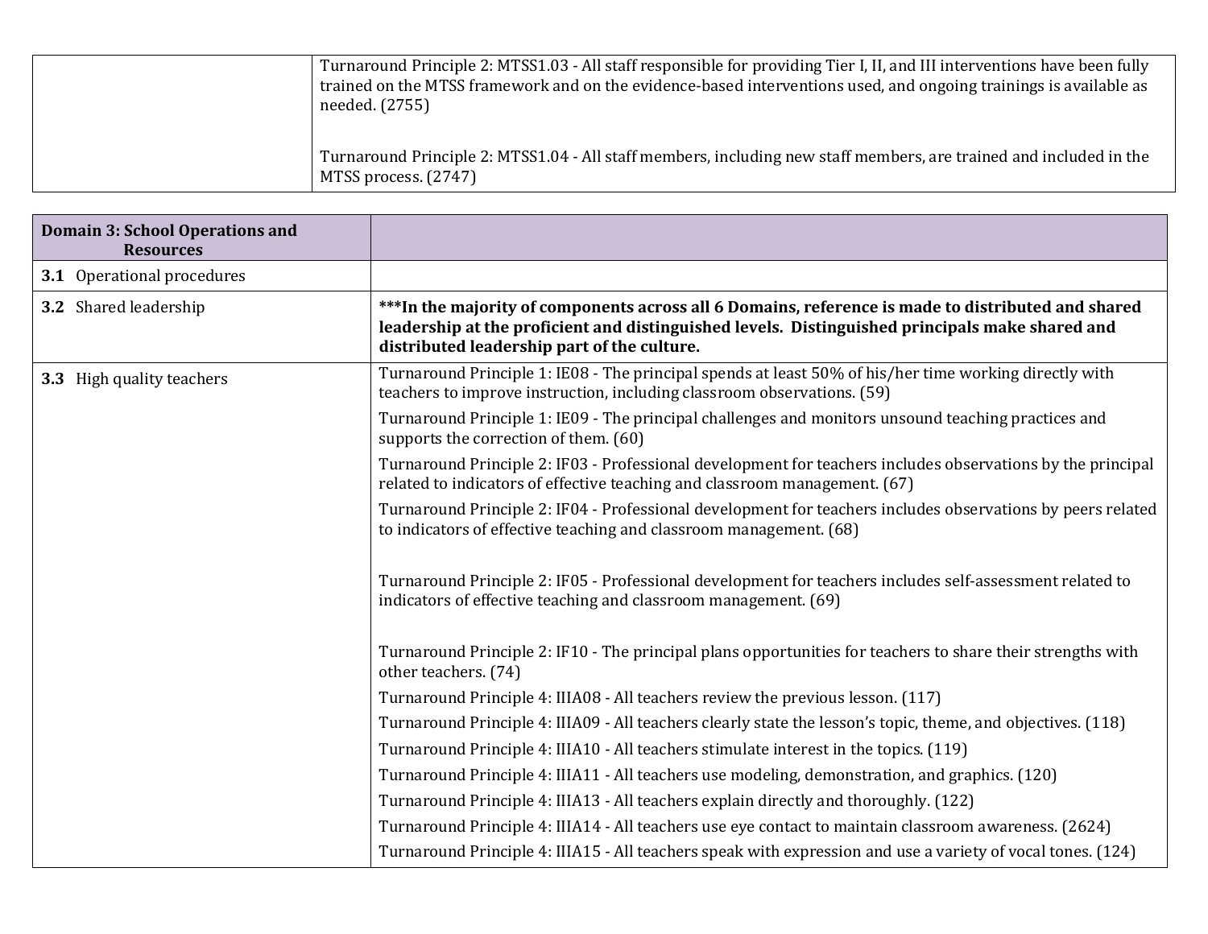| | |
|---|---|
| | Turnaround Principle 2: MTSS1.03 - All staff responsible for providing Tier I, II, and III interventions have been fully trained on the MTSS framework and on the evidence-based interventions used, and ongoing trainings is available as needed. (2755)<br><br>Turnaround Principle 2: MTSS1.04 - All staff members, including new staff members, are trained and included in the MTSS process. (2747) |

| **Domain 3: School Operations and Resources** | |
|---|---|
| **3.1** Operational procedures | |
| **3.2** Shared leadership | **\*\*\*In the majority of components across all 6 Domains, reference is made to distributed and shared leadership at the proficient and distinguished levels. Distinguished principals make shared and distributed leadership part of the culture.** |
| **3.3** High quality teachers | Turnaround Principle 1: IE08 - The principal spends at least 50% of his/her time working directly with teachers to improve instruction, including classroom observations. (59)<br>Turnaround Principle 1: IE09 - The principal challenges and monitors unsound teaching practices and supports the correction of them. (60)<br>Turnaround Principle 2: IF03 - Professional development for teachers includes observations by the principal related to indicators of effective teaching and classroom management. (67)<br>Turnaround Principle 2: IF04 - Professional development for teachers includes observations by peers related to indicators of effective teaching and classroom management. (68)<br>Turnaround Principle 2: IF05 - Professional development for teachers includes self-assessment related to indicators of effective teaching and classroom management. (69)<br>Turnaround Principle 2: IF10 - The principal plans opportunities for teachers to share their strengths with other teachers. (74)<br>Turnaround Principle 4: IIIA08 - All teachers review the previous lesson. (117)<br>Turnaround Principle 4: IIIA09 - All teachers clearly state the lesson's topic, theme, and objectives. (118)<br>Turnaround Principle 4: IIIA10 - All teachers stimulate interest in the topics. (119)<br>Turnaround Principle 4: IIIA11 - All teachers use modeling, demonstration, and graphics. (120)<br>Turnaround Principle 4: IIIA13 - All teachers explain directly and thoroughly. (122)<br>Turnaround Principle 4: IIIA14 - All teachers use eye contact to maintain classroom awareness. (2624)<br>Turnaround Principle 4: IIIA15 - All teachers speak with expression and use a variety of vocal tones. (124) |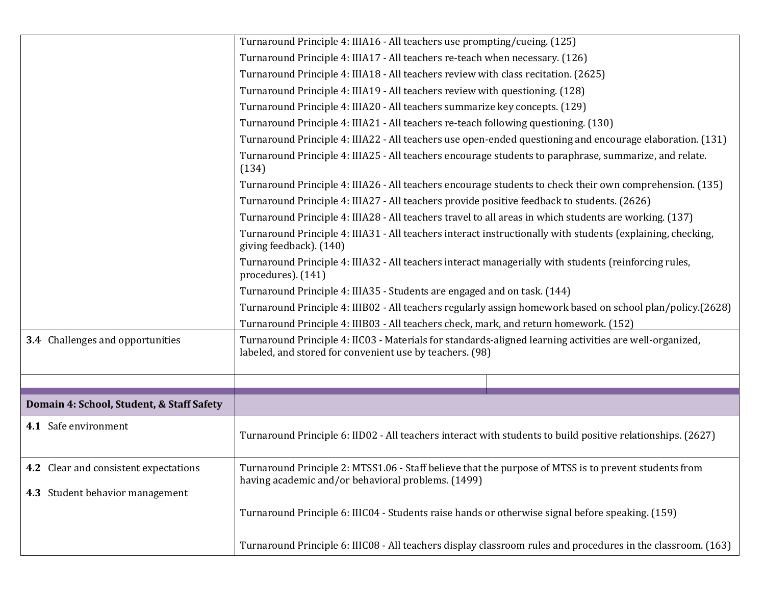| | |
|---|---|
| | Turnaround Principle 4: IIIA16 - All teachers use prompting/cueing. (125)<br>Turnaround Principle 4: IIIA17 - All teachers re-teach when necessary. (126)<br>Turnaround Principle 4: IIIA18 - All teachers review with class recitation. (2625)<br>Turnaround Principle 4: IIIA19 - All teachers review with questioning. (128)<br>Turnaround Principle 4: IIIA20 - All teachers summarize key concepts. (129)<br>Turnaround Principle 4: IIIA21 - All teachers re-teach following questioning. (130)<br>Turnaround Principle 4: IIIA22 - All teachers use open-ended questioning and encourage elaboration. (131)<br>Turnaround Principle 4: IIIA25 - All teachers encourage students to paraphrase, summarize, and relate. (134)<br>Turnaround Principle 4: IIIA26 - All teachers encourage students to check their own comprehension. (135)<br>Turnaround Principle 4: IIIA27 - All teachers provide positive feedback to students. (2626)<br>Turnaround Principle 4: IIIA28 - All teachers travel to all areas in which students are working. (137)<br>Turnaround Principle 4: IIIA31 - All teachers interact instructionally with students (explaining, checking, giving feedback). (140)<br>Turnaround Principle 4: IIIA32 - All teachers interact managerially with students (reinforcing rules, procedures). (141)<br>Turnaround Principle 4: IIIA35 - Students are engaged and on task. (144)<br>Turnaround Principle 4: IIIB02 - All teachers regularly assign homework based on school plan/policy.(2628)<br>Turnaround Principle 4: IIIB03 - All teachers check, mark, and return homework. (152) |
| **3.4** Challenges and opportunities | Turnaround Principle 4: IIC03 - Materials for standards-aligned learning activities are well-organized, labeled, and stored for convenient use by teachers. (98) |
| | |
| **Domain 4: School, Student, & Staff Safety** | |
| **4.1** Safe environment | Turnaround Principle 6: IID02 - All teachers interact with students to build positive relationships. (2627) |
| **4.2** Clear and consistent expectations<br><br>**4.3** Student behavior management | Turnaround Principle 2: MTSS1.06 - Staff believe that the purpose of MTSS is to prevent students from having academic and/or behavioral problems. (1499)<br><br>Turnaround Principle 6: IIIC04 - Students raise hands or otherwise signal before speaking. (159)<br><br>Turnaround Principle 6: IIIC08 - All teachers display classroom rules and procedures in the classroom. (163) |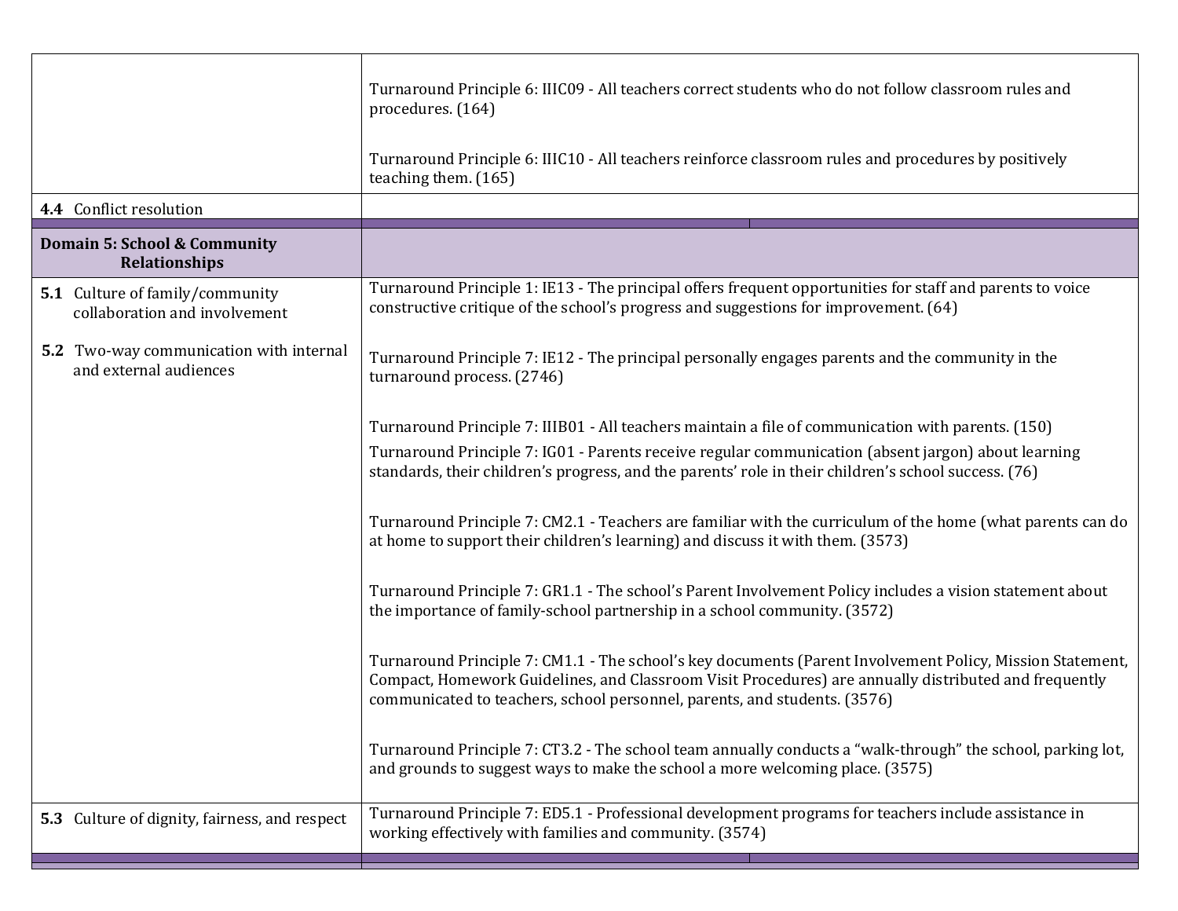| | |
|---|---|
| | Turnaround Principle 6: IIIC09 - All teachers correct students who do not follow classroom rules and procedures. (164)<br><br>Turnaround Principle 6: IIIC10 - All teachers reinforce classroom rules and procedures by positively teaching them. (165) |
| **4.4** Conflict resolution | |
| **Domain 5: School & Community Relationships** | |
| **5.1** Culture of family/community collaboration and involvement<br><br>**5.2** Two-way communication with internal and external audiences | Turnaround Principle 1: IE13 - The principal offers frequent opportunities for staff and parents to voice constructive critique of the school's progress and suggestions for improvement. (64)<br><br>Turnaround Principle 7: IE12 - The principal personally engages parents and the community in the turnaround process. (2746)<br><br>Turnaround Principle 7: IIIB01 - All teachers maintain a file of communication with parents. (150)<br>Turnaround Principle 7: IG01 - Parents receive regular communication (absent jargon) about learning standards, their children's progress, and the parents' role in their children's school success. (76)<br><br>Turnaround Principle 7: CM2.1 - Teachers are familiar with the curriculum of the home (what parents can do at home to support their children's learning) and discuss it with them. (3573)<br><br>Turnaround Principle 7: GR1.1 - The school's Parent Involvement Policy includes a vision statement about the importance of family-school partnership in a school community. (3572)<br><br>Turnaround Principle 7: CM1.1 - The school's key documents (Parent Involvement Policy, Mission Statement, Compact, Homework Guidelines, and Classroom Visit Procedures) are annually distributed and frequently communicated to teachers, school personnel, parents, and students. (3576)<br><br>Turnaround Principle 7: CT3.2 - The school team annually conducts a "walk-through" the school, parking lot, and grounds to suggest ways to make the school a more welcoming place. (3575) |
| **5.3** Culture of dignity, fairness, and respect | Turnaround Principle 7: ED5.1 - Professional development programs for teachers include assistance in working effectively with families and community. (3574) |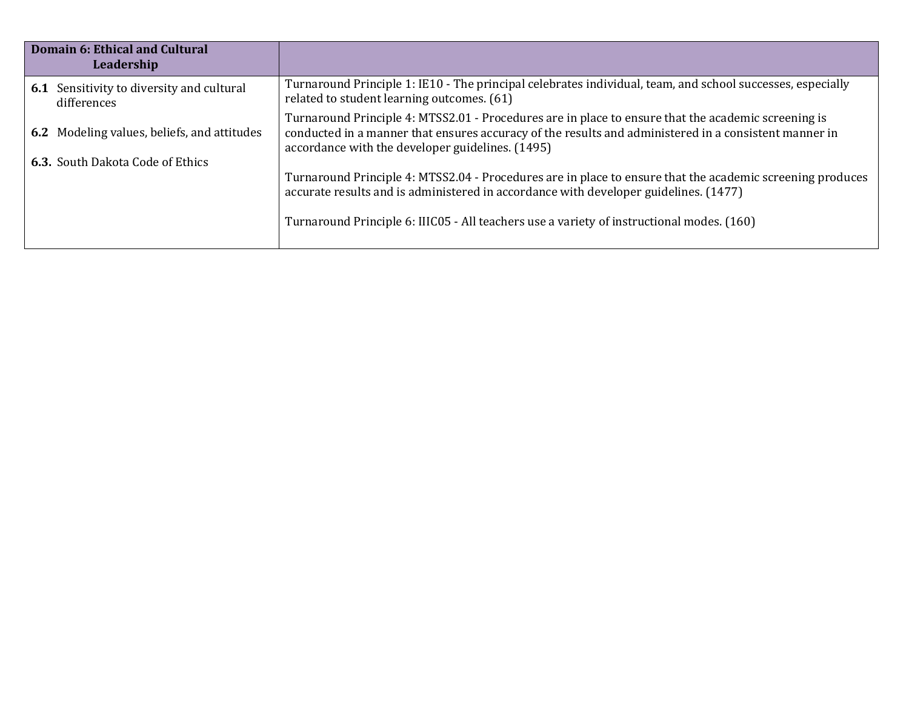| Domain 6: Ethical and Cultural Leadership | |
|---|---|
| **6.1** Sensitivity to diversity and cultural differences<br><br>**6.2** Modeling values, beliefs, and attitudes<br><br>**6.3.** South Dakota Code of Ethics | Turnaround Principle 1: IE10 - The principal celebrates individual, team, and school successes, especially related to student learning outcomes. (61)<br><br>Turnaround Principle 4: MTSS2.01 - Procedures are in place to ensure that the academic screening is conducted in a manner that ensures accuracy of the results and administered in a consistent manner in accordance with the developer guidelines. (1495)<br><br>Turnaround Principle 4: MTSS2.04 - Procedures are in place to ensure that the academic screening produces accurate results and is administered in accordance with developer guidelines. (1477)<br><br>Turnaround Principle 6: IIIC05 - All teachers use a variety of instructional modes. (160) |